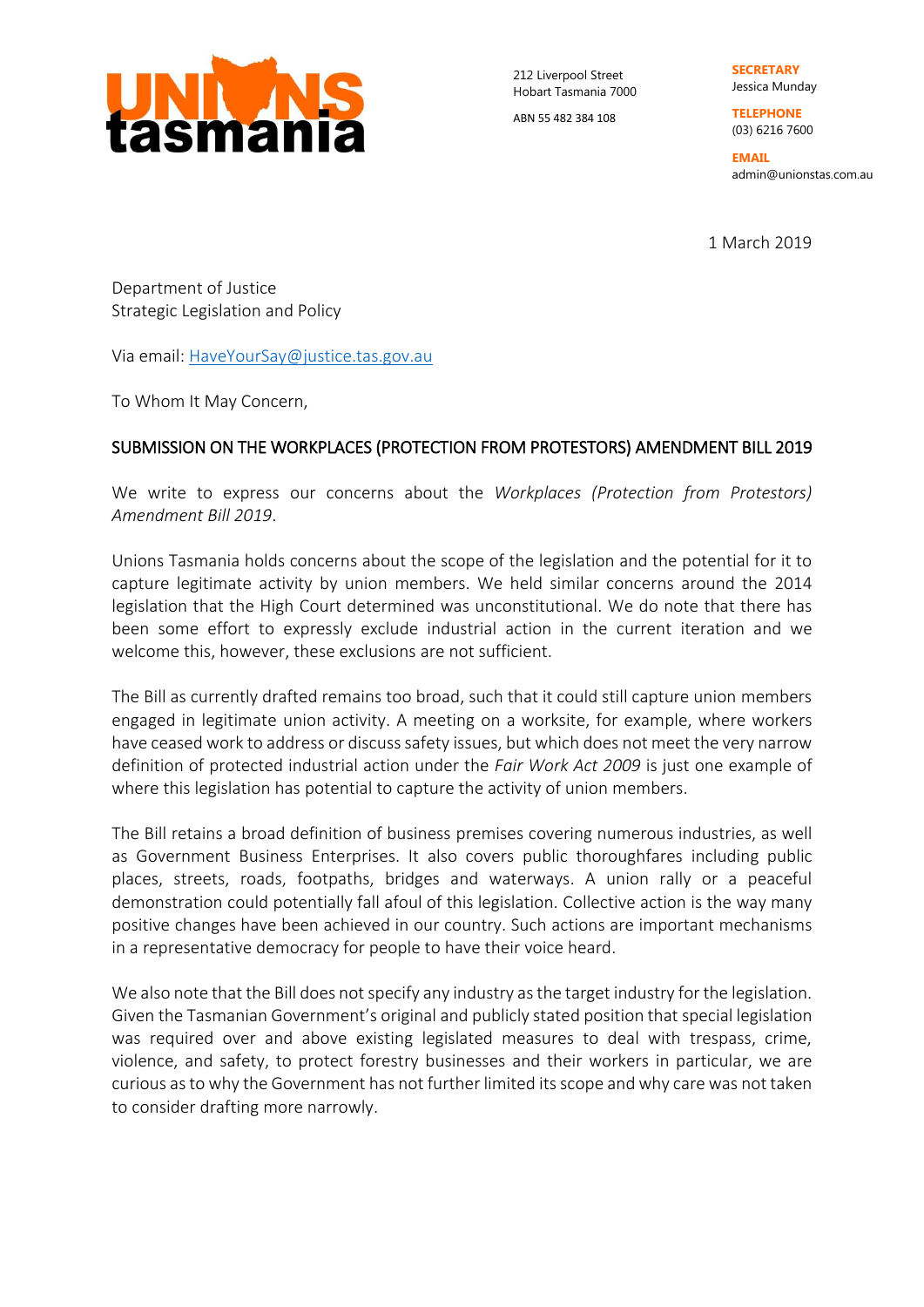**UNIONS tasmania**

212 Liverpool Street
Hobart Tasmania 7000

ABN 55 482 384 108

**SECRETARY**
Jessica Munday

**TELEPHONE**
(03) 6216 7600

**EMAIL**
admin@unionstas.com.au

1 March 2019

Department of Justice
Strategic Legislation and Policy

Via email: HaveYourSay@justice.tas.gov.au

To Whom It May Concern,

## SUBMISSION ON THE WORKPLACES (PROTECTION FROM PROTESTORS) AMENDMENT BILL 2019

We write to express our concerns about the *Workplaces (Protection from Protestors) Amendment Bill 2019*.

Unions Tasmania holds concerns about the scope of the legislation and the potential for it to capture legitimate activity by union members. We held similar concerns around the 2014 legislation that the High Court determined was unconstitutional. We do note that there has been some effort to expressly exclude industrial action in the current iteration and we welcome this, however, these exclusions are not sufficient.

The Bill as currently drafted remains too broad, such that it could still capture union members engaged in legitimate union activity. A meeting on a worksite, for example, where workers have ceased work to address or discuss safety issues, but which does not meet the very narrow definition of protected industrial action under the *Fair Work Act 2009* is just one example of where this legislation has potential to capture the activity of union members.

The Bill retains a broad definition of business premises covering numerous industries, as well as Government Business Enterprises. It also covers public thoroughfares including public places, streets, roads, footpaths, bridges and waterways. A union rally or a peaceful demonstration could potentially fall afoul of this legislation. Collective action is the way many positive changes have been achieved in our country. Such actions are important mechanisms in a representative democracy for people to have their voice heard.

We also note that the Bill does not specify any industry as the target industry for the legislation. Given the Tasmanian Government's original and publicly stated position that special legislation was required over and above existing legislated measures to deal with trespass, crime, violence, and safety, to protect forestry businesses and their workers in particular, we are curious as to why the Government has not further limited its scope and why care was not taken to consider drafting more narrowly.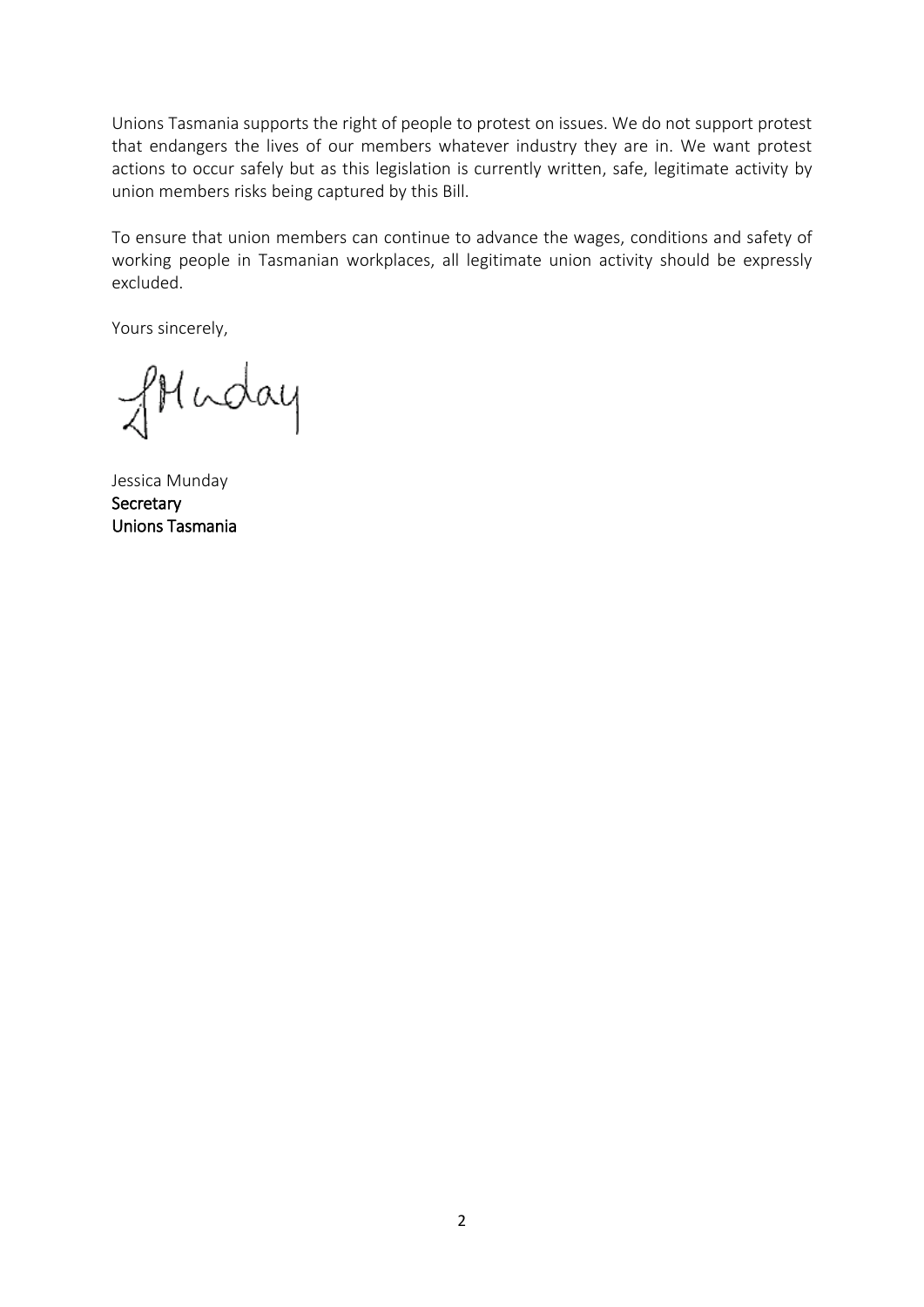Unions Tasmania supports the right of people to protest on issues. We do not support protest that endangers the lives of our members whatever industry they are in. We want protest actions to occur safely but as this legislation is currently written, safe, legitimate activity by union members risks being captured by this Bill.

To ensure that union members can continue to advance the wages, conditions and safety of working people in Tasmanian workplaces, all legitimate union activity should be expressly excluded.

Yours sincerely,

Jessica Munday
**Secretary**
**Unions Tasmania**